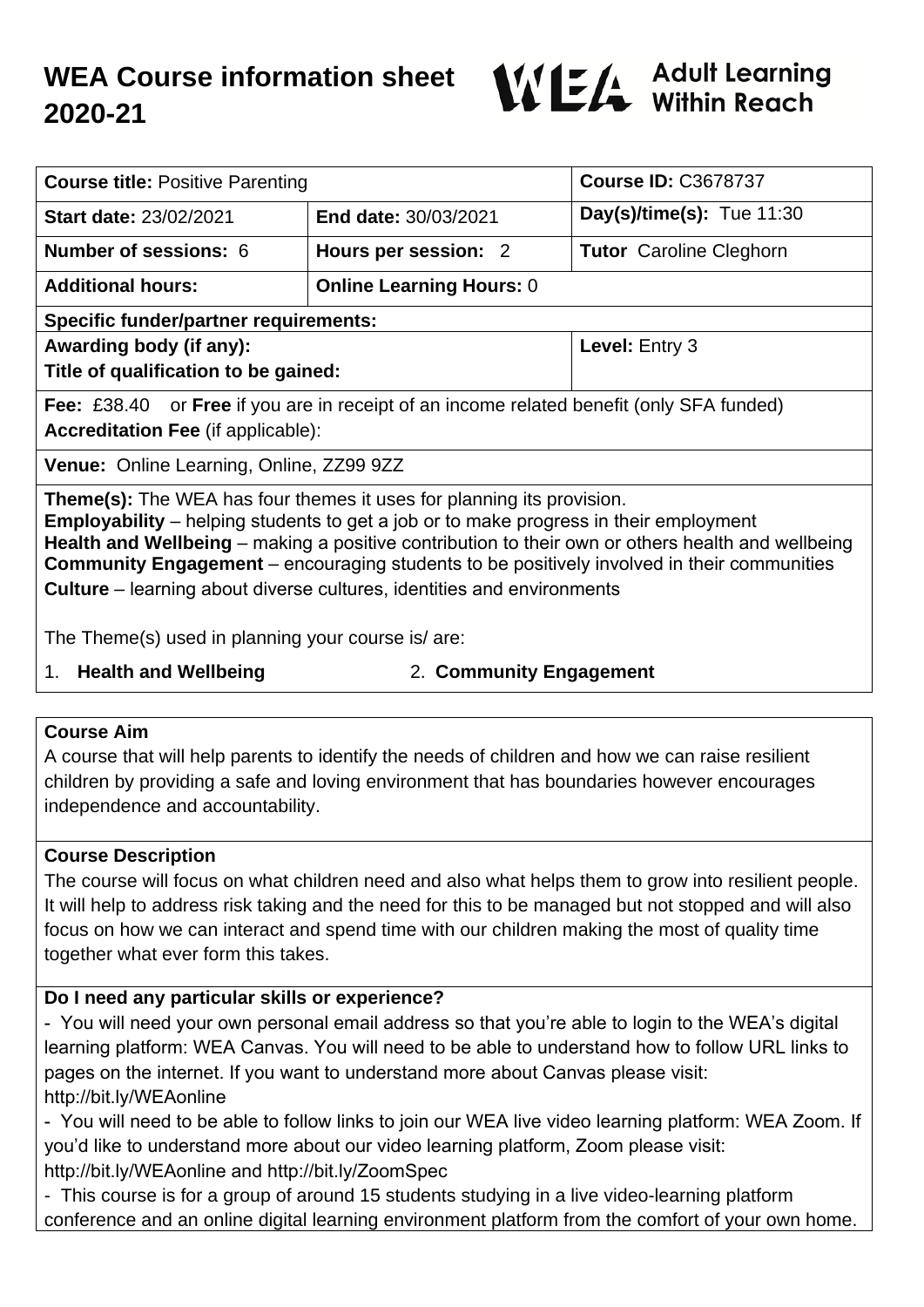# WEA Course information sheet 2020-21

WEA Adult Learning Within Reach

| **Course title:** Positive Parenting | | **Course ID:** C3678737 |
|---|---|---|
| **Start date:** 23/02/2021 | **End date:** 30/03/2021 | **Day(s)/time(s):** Tue 11:30 |
| **Number of sessions:** 6 | **Hours per session:** 2 | **Tutor** Caroline Cleghorn |
| **Additional hours:** | **Online Learning Hours:** 0 | |
| **Specific funder/partner requirements:** | | |
| **Awarding body (if any):**<br>**Title of qualification to be gained:** | | **Level:** Entry 3 |
| **Fee:** £38.40 or **Free** if you are in receipt of an income related benefit (only SFA funded)<br>**Accreditation Fee** (if applicable): | | |
| **Venue:** Online Learning, Online, ZZ99 9ZZ | | |

**Theme(s):** The WEA has four themes it uses for planning its provision.
**Employability** – helping students to get a job or to make progress in their employment
**Health and Wellbeing** – making a positive contribution to their own or others health and wellbeing
**Community Engagement** – encouraging students to be positively involved in their communities
**Culture** – learning about diverse cultures, identities and environments

The Theme(s) used in planning your course is/ are:

1. **Health and Wellbeing**
2. **Community Engagement**

## Course Aim

A course that will help parents to identify the needs of children and how we can raise resilient children by providing a safe and loving environment that has boundaries however encourages independence and accountability.

## Course Description

The course will focus on what children need and also what helps them to grow into resilient people. It will help to address risk taking and the need for this to be managed but not stopped and will also focus on how we can interact and spend time with our children making the most of quality time together what ever form this takes.

## Do I need any particular skills or experience?

- You will need your own personal email address so that you're able to login to the WEA's digital learning platform: WEA Canvas. You will need to be able to understand how to follow URL links to pages on the internet. If you want to understand more about Canvas please visit: http://bit.ly/WEAonline
- You will need to be able to follow links to join our WEA live video learning platform: WEA Zoom. If you'd like to understand more about our video learning platform, Zoom please visit: http://bit.ly/WEAonline and http://bit.ly/ZoomSpec
- This course is for a group of around 15 students studying in a live video-learning platform conference and an online digital learning environment platform from the comfort of your own home.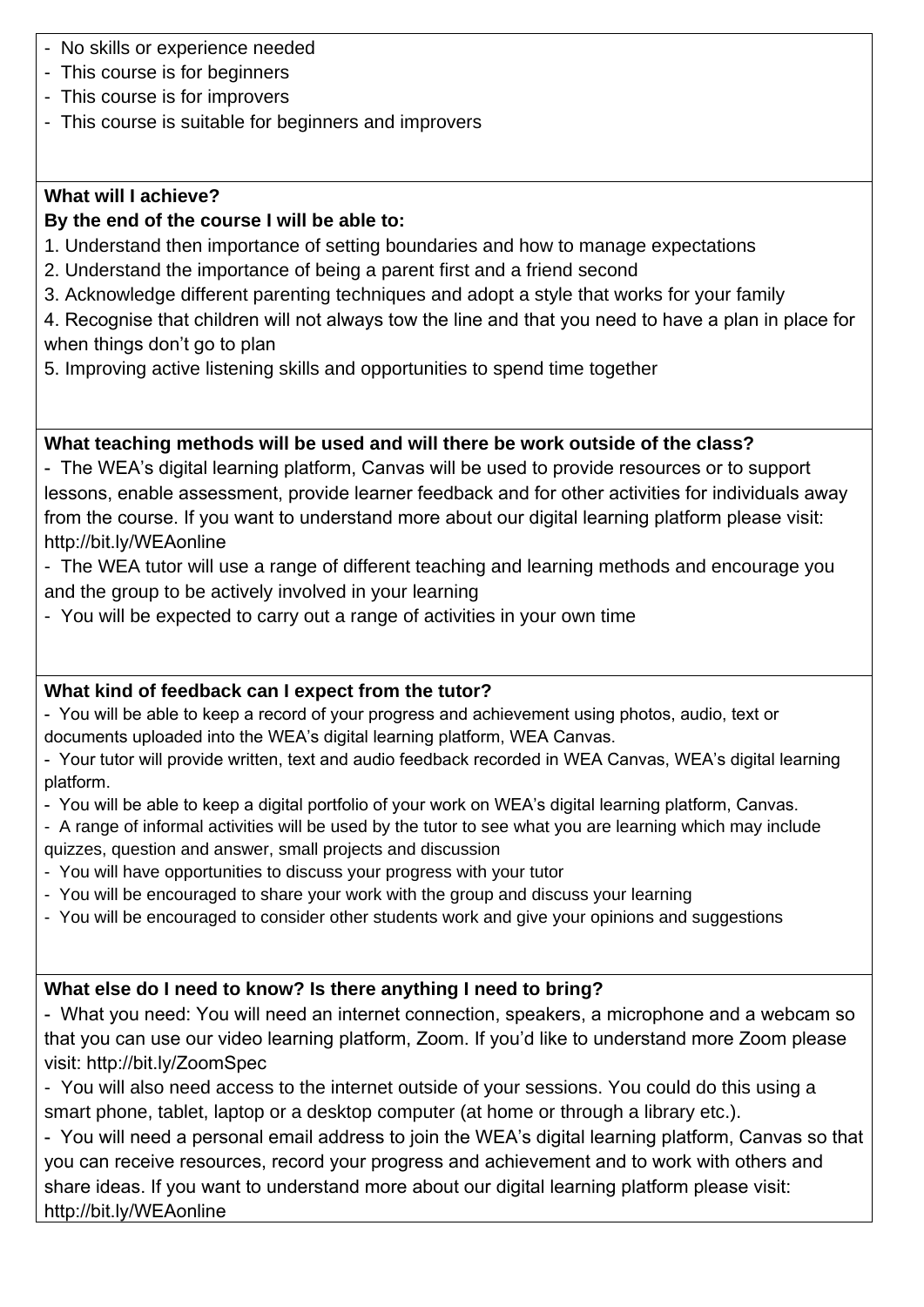- No skills or experience needed
- This course is for beginners
- This course is for improvers
- This course is suitable for beginners and improvers

**What will I achieve?**
**By the end of the course I will be able to:**

1. Understand then importance of setting boundaries and how to manage expectations
2. Understand the importance of being a parent first and a friend second
3. Acknowledge different parenting techniques and adopt a style that works for your family
4. Recognise that children will not always tow the line and that you need to have a plan in place for when things don't go to plan
5. Improving active listening skills and opportunities to spend time together

**What teaching methods will be used and will there be work outside of the class?**

- The WEA's digital learning platform, Canvas will be used to provide resources or to support lessons, enable assessment, provide learner feedback and for other activities for individuals away from the course. If you want to understand more about our digital learning platform please visit: http://bit.ly/WEAonline
- The WEA tutor will use a range of different teaching and learning methods and encourage you and the group to be actively involved in your learning
- You will be expected to carry out a range of activities in your own time

**What kind of feedback can I expect from the tutor?**

- You will be able to keep a record of your progress and achievement using photos, audio, text or documents uploaded into the WEA's digital learning platform, WEA Canvas.
- Your tutor will provide written, text and audio feedback recorded in WEA Canvas, WEA's digital learning platform.
- You will be able to keep a digital portfolio of your work on WEA's digital learning platform, Canvas.
- A range of informal activities will be used by the tutor to see what you are learning which may include quizzes, question and answer, small projects and discussion
- You will have opportunities to discuss your progress with your tutor
- You will be encouraged to share your work with the group and discuss your learning
- You will be encouraged to consider other students work and give your opinions and suggestions

**What else do I need to know? Is there anything I need to bring?**

- What you need: You will need an internet connection, speakers, a microphone and a webcam so that you can use our video learning platform, Zoom. If you'd like to understand more Zoom please visit: http://bit.ly/ZoomSpec
- You will also need access to the internet outside of your sessions. You could do this using a smart phone, tablet, laptop or a desktop computer (at home or through a library etc.).
- You will need a personal email address to join the WEA's digital learning platform, Canvas so that you can receive resources, record your progress and achievement and to work with others and share ideas. If you want to understand more about our digital learning platform please visit: http://bit.ly/WEAonline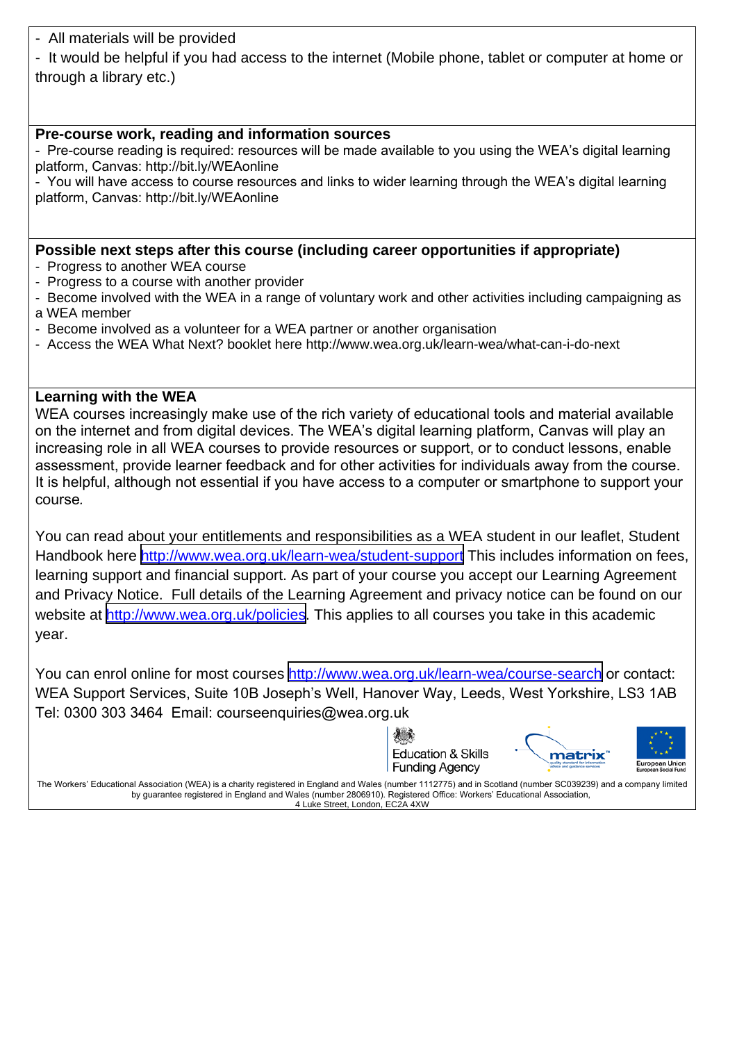- All materials will be provided
- It would be helpful if you had access to the internet (Mobile phone, tablet or computer at home or through a library etc.)

**Pre-course work, reading and information sources**

- Pre-course reading is required: resources will be made available to you using the WEA's digital learning platform, Canvas: http://bit.ly/WEAonline
- You will have access to course resources and links to wider learning through the WEA's digital learning platform, Canvas: http://bit.ly/WEAonline

**Possible next steps after this course (including career opportunities if appropriate)**

- Progress to another WEA course
- Progress to a course with another provider
- Become involved with the WEA in a range of voluntary work and other activities including campaigning as a WEA member
- Become involved as a volunteer for a WEA partner or another organisation
- Access the WEA What Next? booklet here http://www.wea.org.uk/learn-wea/what-can-i-do-next

**Learning with the WEA**

WEA courses increasingly make use of the rich variety of educational tools and material available on the internet and from digital devices. The WEA's digital learning platform, Canvas will play an increasing role in all WEA courses to provide resources or support, or to conduct lessons, enable assessment, provide learner feedback and for other activities for individuals away from the course. It is helpful, although not essential if you have access to a computer or smartphone to support your course.

You can read about your entitlements and responsibilities as a WEA student in our leaflet, Student Handbook here http://www.wea.org.uk/learn-wea/student-support This includes information on fees, learning support and financial support. As part of your course you accept our Learning Agreement and Privacy Notice. Full details of the Learning Agreement and privacy notice can be found on our website at http://www.wea.org.uk/policies. This applies to all courses you take in this academic year.

You can enrol online for most courses http://www.wea.org.uk/learn-wea/course-search or contact:
WEA Support Services, Suite 10B Joseph's Well, Hanover Way, Leeds, West Yorkshire, LS3 1AB
Tel: 0300 303 3464 Email: courseenquiries@wea.org.uk

Education & Skills Funding Agency

matrix

European Union European Social Fund

The Workers' Educational Association (WEA) is a charity registered in England and Wales (number 1112775) and in Scotland (number SC039239) and a company limited by guarantee registered in England and Wales (number 2806910). Registered Office: Workers' Educational Association, 4 Luke Street, London, EC2A 4XW